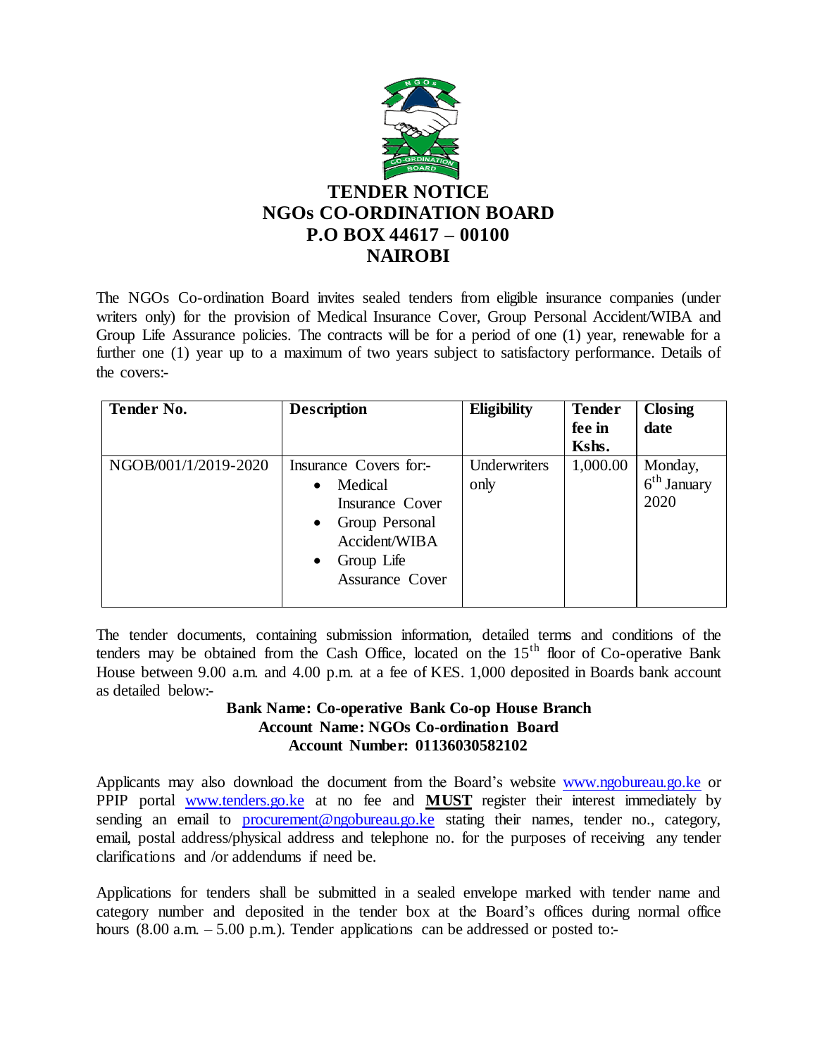# TENDER NOTICE
# NGOs CO-ORDINATION BOARD
# P.O BOX 44617 – 00100
# NAIROBI

The NGOs Co-ordination Board invites sealed tenders from eligible insurance companies (under writers only) for the provision of Medical Insurance Cover, Group Personal Accident/WIBA and Group Life Assurance policies. The contracts will be for a period of one (1) year, renewable for a further one (1) year up to a maximum of two years subject to satisfactory performance. Details of the covers:-

| Tender No. | Description | Eligibility | Tender fee in Kshs. | Closing date |
|---|---|---|---|---|
| NGOB/001/1/2019-2020 | Insurance Covers for:-<br>• Medical Insurance Cover<br>• Group Personal Accident/WIBA<br>• Group Life Assurance Cover | Underwriters only | 1,000.00 | Monday, 6th January 2020 |

The tender documents, containing submission information, detailed terms and conditions of the tenders may be obtained from the Cash Office, located on the 15th floor of Co-operative Bank House between 9.00 a.m. and 4.00 p.m. at a fee of KES. 1,000 deposited in Boards bank account as detailed below:-

**Bank Name: Co-operative Bank Co-op House Branch**
**Account Name: NGOs Co-ordination Board**
**Account Number: 01136030582102**

Applicants may also download the document from the Board's website www.ngobureau.go.ke or PPIP portal www.tenders.go.ke at no fee and **MUST** register their interest immediately by sending an email to procurement@ngobureau.go.ke stating their names, tender no., category, email, postal address/physical address and telephone no. for the purposes of receiving any tender clarifications and /or addendums if need be.

Applications for tenders shall be submitted in a sealed envelope marked with tender name and category number and deposited in the tender box at the Board's offices during normal office hours (8.00 a.m. – 5.00 p.m.). Tender applications can be addressed or posted to:-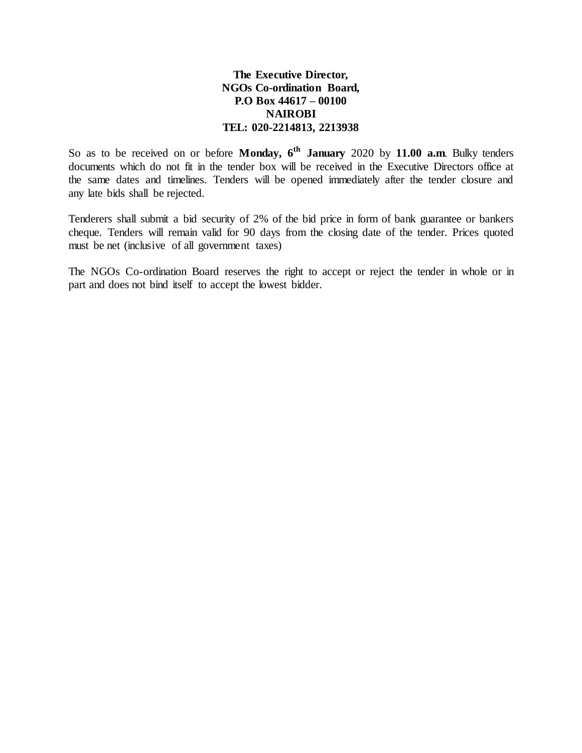**The Executive Director,**
**NGOs Co-ordination Board,**
**P.O Box 44617 – 00100**
**NAIROBI**
**TEL: 020-2214813, 2213938**

So as to be received on or before **Monday, 6th January** 2020 by **11.00 a.m**. Bulky tenders documents which do not fit in the tender box will be received in the Executive Directors office at the same dates and timelines. Tenders will be opened immediately after the tender closure and any late bids shall be rejected.

Tenderers shall submit a bid security of 2% of the bid price in form of bank guarantee or bankers cheque. Tenders will remain valid for 90 days from the closing date of the tender. Prices quoted must be net (inclusive of all government taxes)

The NGOs Co-ordination Board reserves the right to accept or reject the tender in whole or in part and does not bind itself to accept the lowest bidder.